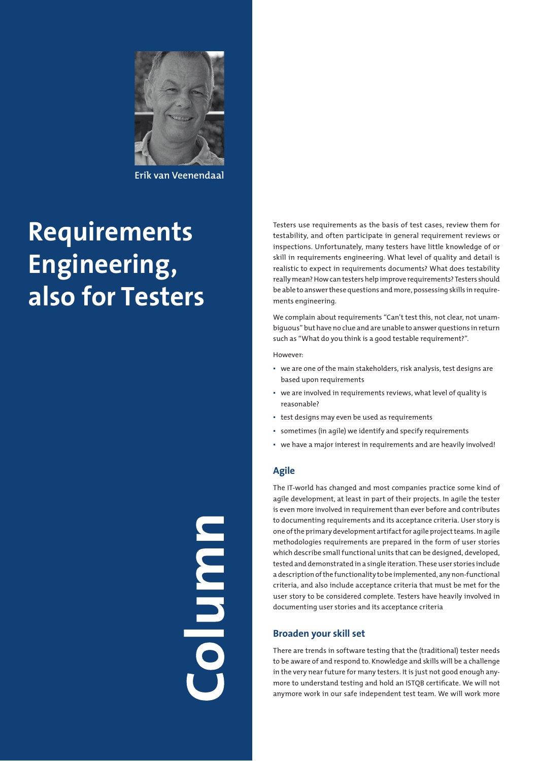Erik van Veenendaal

# Requirements Engineering, also for Testers

Column

Testers use requirements as the basis of test cases, review them for testability, and often participate in general requirement reviews or inspections. Unfortunately, many testers have little knowledge of or skill in requirements engineering. What level of quality and detail is realistic to expect in requirements documents? What does testability really mean? How can testers help improve requirements? Testers should be able to answer these questions and more, possessing skills in requirements engineering.

We complain about requirements "Can't test this, not clear, not unambiguous" but have no clue and are unable to answer questions in return such as "What do you think is a good testable requirement?".

However:

- we are one of the main stakeholders, risk analysis, test designs are based upon requirements
- we are involved in requirements reviews, what level of quality is reasonable?
- test designs may even be used as requirements
- sometimes (in agile) we identify and specify requirements
- we have a major interest in requirements and are heavily involved!

## Agile

The IT-world has changed and most companies practice some kind of agile development, at least in part of their projects. In agile the tester is even more involved in requirement than ever before and contributes to documenting requirements and its acceptance criteria. User story is one of the primary development artifact for agile project teams. In agile methodologies requirements are prepared in the form of user stories which describe small functional units that can be designed, developed, tested and demonstrated in a single iteration. These user stories include a description of the functionality to be implemented, any non-functional criteria, and also include acceptance criteria that must be met for the user story to be considered complete. Testers have heavily involved in documenting user stories and its acceptance criteria

## Broaden your skill set

There are trends in software testing that the (traditional) tester needs to be aware of and respond to. Knowledge and skills will be a challenge in the very near future for many testers. It is just not good enough anymore to understand testing and hold an ISTQB certificate. We will not anymore work in our safe independent test team. We will work more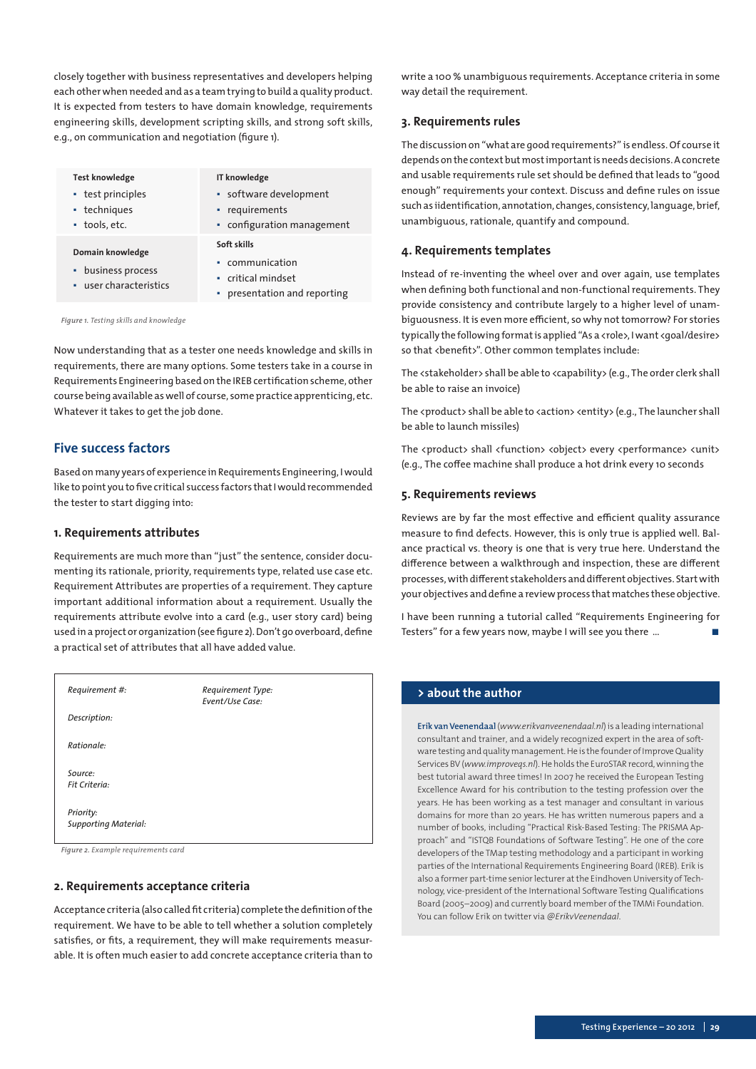closely together with business representatives and developers helping each other when needed and as a team trying to build a quality product. It is expected from testers to have domain knowledge, requirements engineering skills, development scripting skills, and strong soft skills, e.g., on communication and negotiation (figure 1).

| | |
|---|---|
| **Test knowledge**<br>▪ test principles<br>▪ techniques<br>▪ tools, etc. | **IT knowledge**<br>▪ software development<br>▪ requirements<br>▪ configuration management |
| **Domain knowledge**<br>▪ business process<br>▪ user characteristics | **Soft skills**<br>▪ communication<br>▪ critical mindset<br>▪ presentation and reporting |

*Figure 1. Testing skills and knowledge*

Now understanding that as a tester one needs knowledge and skills in requirements, there are many options. Some testers take in a course in Requirements Engineering based on the IREB certification scheme, other course being available as well of course, some practice apprenticing, etc. Whatever it takes to get the job done.

## Five success factors

Based on many years of experience in Requirements Engineering, I would like to point you to five critical success factors that I would recommended the tester to start digging into:

### 1. Requirements attributes

Requirements are much more than "just" the sentence, consider documenting its rationale, priority, requirements type, related use case etc. Requirement Attributes are properties of a requirement. They capture important additional information about a requirement. Usually the requirements attribute evolve into a card (e.g., user story card) being used in a project or organization (see figure 2). Don't go overboard, define a practical set of attributes that all have added value.

| | |
|---|---|
| *Requirement #:* | *Requirement Type:*<br>*Event/Use Case:* |
| *Description:* | |
| *Rationale:* | |
| *Source:*<br>*Fit Criteria:* | |
| *Priority:*<br>*Supporting Material:* | |

*Figure 2. Example requirements card*

### 2. Requirements acceptance criteria

Acceptance criteria (also called fit criteria) complete the definition of the requirement. We have to be able to tell whether a solution completely satisfies, or fits, a requirement, they will make requirements measurable. It is often much easier to add concrete acceptance criteria than to write a 100 % unambiguous requirements. Acceptance criteria in some way detail the requirement.

### 3. Requirements rules

The discussion on "what are good requirements?" is endless. Of course it depends on the context but most important is needs decisions. A concrete and usable requirements rule set should be defined that leads to "good enough" requirements your context. Discuss and define rules on issue such as iidentification, annotation, changes, consistency, language, brief, unambiguous, rationale, quantify and compound.

### 4. Requirements templates

Instead of re-inventing the wheel over and over again, use templates when defining both functional and non-functional requirements. They provide consistency and contribute largely to a higher level of unambiguousness. It is even more efficient, so why not tomorrow? For stories typically the following format is applied "As a <role>, I want <goal/desire> so that <benefit>". Other common templates include:

The <stakeholder> shall be able to <capability> (e.g., The order clerk shall be able to raise an invoice)

The <product> shall be able to <action> <entity> (e.g., The launcher shall be able to launch missiles)

The <product> shall <function> <object> every <performance> <unit> (e.g., The coffee machine shall produce a hot drink every 10 seconds

### 5. Requirements reviews

Reviews are by far the most effective and efficient quality assurance measure to find defects. However, this is only true is applied well. Balance practical vs. theory is one that is very true here. Understand the difference between a walkthrough and inspection, these are different processes, with different stakeholders and different objectives. Start with your objectives and define a review process that matches these objective.

I have been running a tutorial called "Requirements Engineering for Testers" for a few years now, maybe I will see you there ... ■

## > about the author

**Erik van Veenendaal** (*www.erikvanveenendaal.nl*) is a leading international consultant and trainer, and a widely recognized expert in the area of software testing and quality management. He is the founder of Improve Quality Services BV (*www.improveqs.nl*). He holds the EuroSTAR record, winning the best tutorial award three times! In 2007 he received the European Testing Excellence Award for his contribution to the testing profession over the years. He has been working as a test manager and consultant in various domains for more than 20 years. He has written numerous papers and a number of books, including "Practical Risk-Based Testing: The PRISMA Approach" and "ISTQB Foundations of Software Testing". He one of the core developers of the TMap testing methodology and a participant in working parties of the International Requirements Engineering Board (IREB). Erik is also a former part-time senior lecturer at the Eindhoven University of Technology, vice-president of the International Software Testing Qualifications Board (2005–2009) and currently board member of the TMMi Foundation. You can follow Erik on twitter via *@ErikvVeenendaal*.